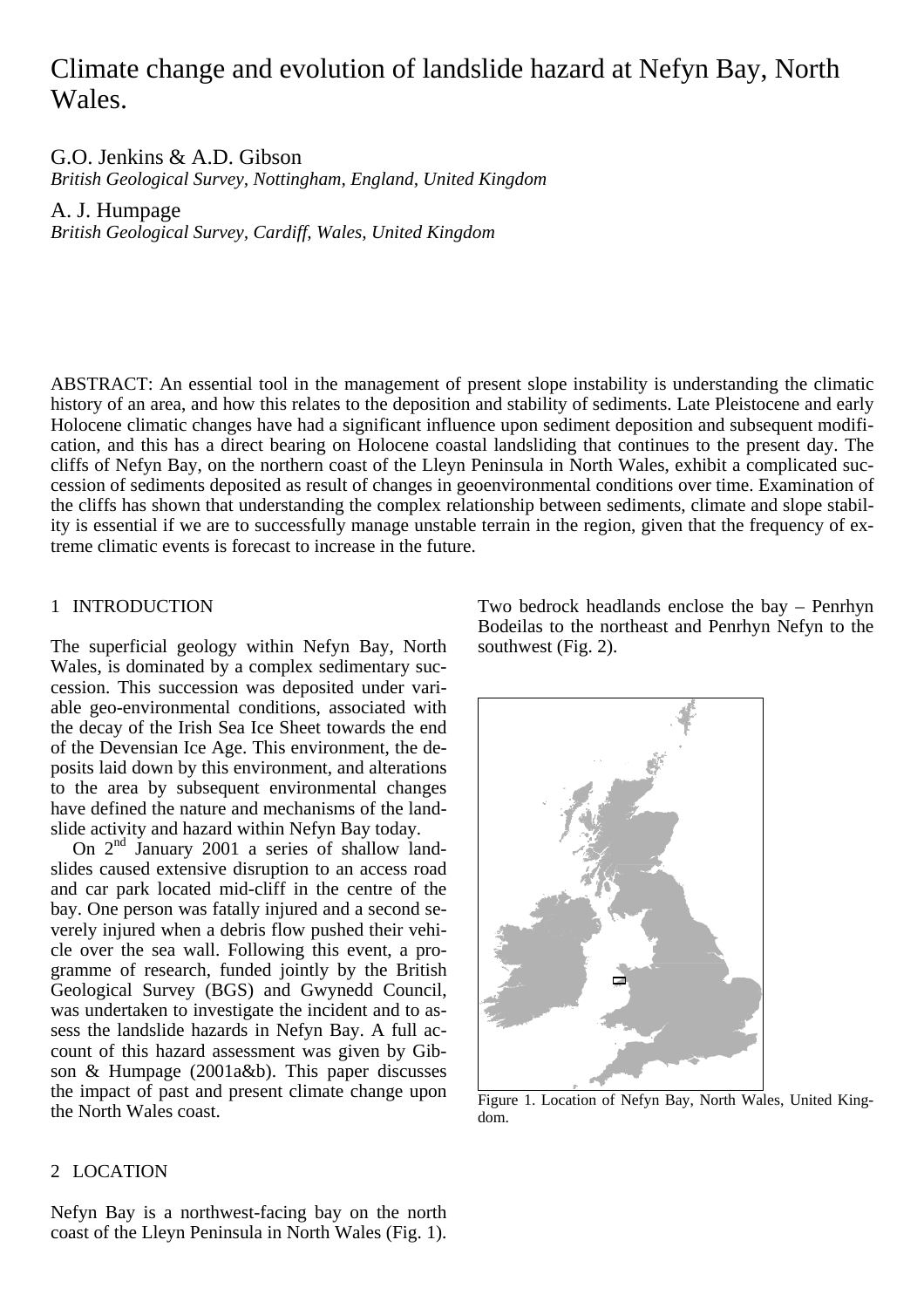# Climate change and evolution of landslide hazard at Nefyn Bay, North Wales.

G.O. Jenkins & A.D. Gibson
*British Geological Survey, Nottingham, England, United Kingdom*

A. J. Humpage
*British Geological Survey, Cardiff, Wales, United Kingdom*

ABSTRACT: An essential tool in the management of present slope instability is understanding the climatic history of an area, and how this relates to the deposition and stability of sediments. Late Pleistocene and early Holocene climatic changes have had a significant influence upon sediment deposition and subsequent modification, and this has a direct bearing on Holocene coastal landsliding that continues to the present day. The cliffs of Nefyn Bay, on the northern coast of the Lleyn Peninsula in North Wales, exhibit a complicated succession of sediments deposited as result of changes in geoenvironmental conditions over time. Examination of the cliffs has shown that understanding the complex relationship between sediments, climate and slope stability is essential if we are to successfully manage unstable terrain in the region, given that the frequency of extreme climatic events is forecast to increase in the future.

## 1 INTRODUCTION

The superficial geology within Nefyn Bay, North Wales, is dominated by a complex sedimentary succession. This succession was deposited under variable geo-environmental conditions, associated with the decay of the Irish Sea Ice Sheet towards the end of the Devensian Ice Age. This environment, the deposits laid down by this environment, and alterations to the area by subsequent environmental changes have defined the nature and mechanisms of the landslide activity and hazard within Nefyn Bay today.

On 2nd January 2001 a series of shallow landslides caused extensive disruption to an access road and car park located mid-cliff in the centre of the bay. One person was fatally injured and a second severely injured when a debris flow pushed their vehicle over the sea wall. Following this event, a programme of research, funded jointly by the British Geological Survey (BGS) and Gwynedd Council, was undertaken to investigate the incident and to assess the landslide hazards in Nefyn Bay. A full account of this hazard assessment was given by Gibson & Humpage (2001a&b). This paper discusses the impact of past and present climate change upon the North Wales coast.

## 2 LOCATION

Nefyn Bay is a northwest-facing bay on the north coast of the Lleyn Peninsula in North Wales (Fig. 1). Two bedrock headlands enclose the bay – Penrhyn Bodeilas to the northeast and Penrhyn Nefyn to the southwest (Fig. 2).

Figure 1. Location of Nefyn Bay, North Wales, United Kingdom.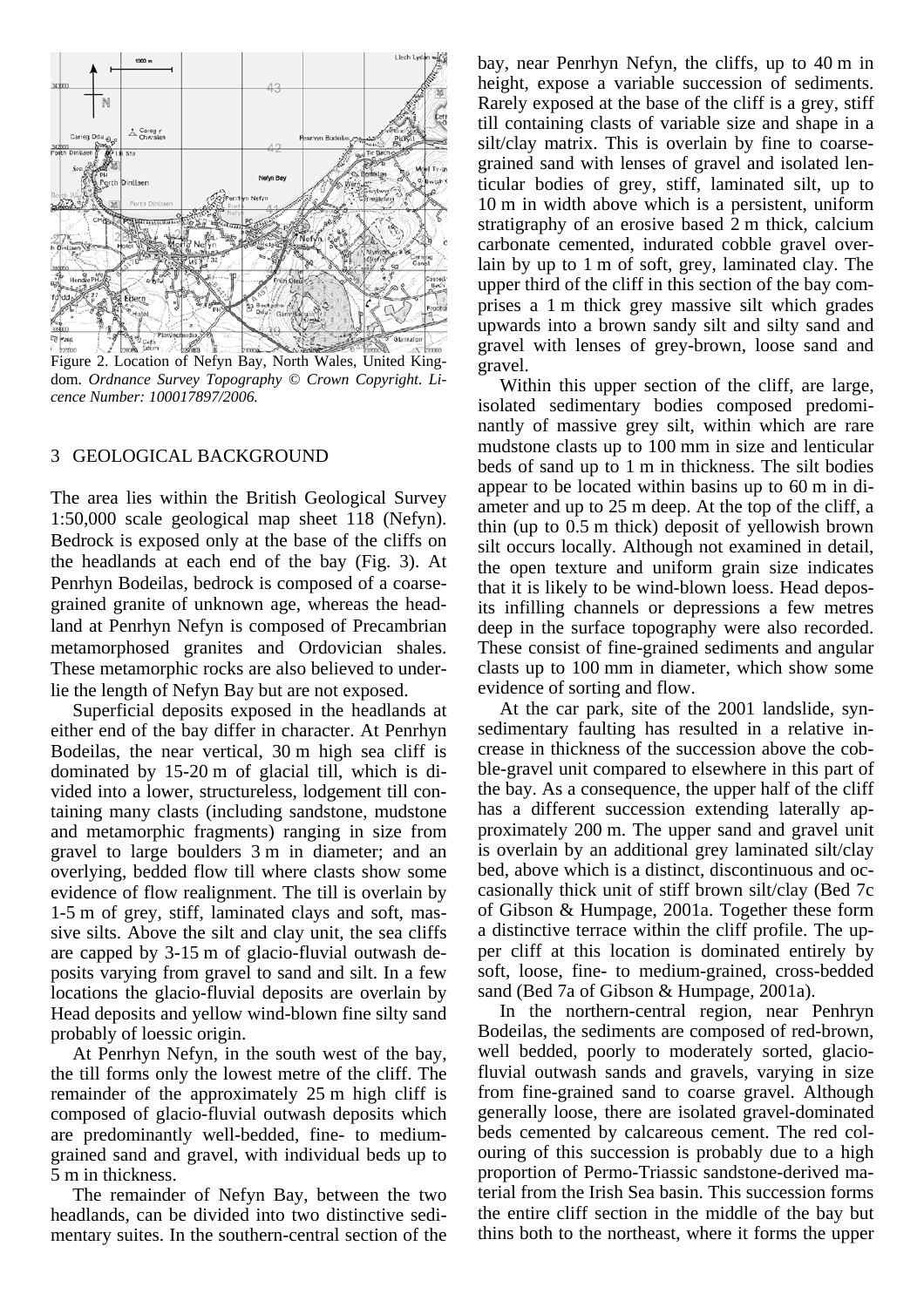Figure 2. Location of Nefyn Bay, North Wales, United Kingdom. *Ordnance Survey Topography © Crown Copyright. Licence Number: 100017897/2006.*

## 3 GEOLOGICAL BACKGROUND

The area lies within the British Geological Survey 1:50,000 scale geological map sheet 118 (Nefyn). Bedrock is exposed only at the base of the cliffs on the headlands at each end of the bay (Fig. 3). At Penrhyn Bodeilas, bedrock is composed of a coarse-grained granite of unknown age, whereas the headland at Penrhyn Nefyn is composed of Precambrian metamorphosed granites and Ordovician shales. These metamorphic rocks are also believed to underlie the length of Nefyn Bay but are not exposed.

Superficial deposits exposed in the headlands at either end of the bay differ in character. At Penrhyn Bodeilas, the near vertical, 30 m high sea cliff is dominated by 15-20 m of glacial till, which is divided into a lower, structureless, lodgement till containing many clasts (including sandstone, mudstone and metamorphic fragments) ranging in size from gravel to large boulders 3 m in diameter; and an overlying, bedded flow till where clasts show some evidence of flow realignment. The till is overlain by 1-5 m of grey, stiff, laminated clays and soft, massive silts. Above the silt and clay unit, the sea cliffs are capped by 3-15 m of glacio-fluvial outwash deposits varying from gravel to sand and silt. In a few locations the glacio-fluvial deposits are overlain by Head deposits and yellow wind-blown fine silty sand probably of loessic origin.

At Penrhyn Nefyn, in the south west of the bay, the till forms only the lowest metre of the cliff. The remainder of the approximately 25 m high cliff is composed of glacio-fluvial outwash deposits which are predominantly well-bedded, fine- to medium-grained sand and gravel, with individual beds up to 5 m in thickness.

The remainder of Nefyn Bay, between the two headlands, can be divided into two distinctive sedimentary suites. In the southern-central section of the bay, near Penrhyn Nefyn, the cliffs, up to 40 m in height, expose a variable succession of sediments. Rarely exposed at the base of the cliff is a grey, stiff till containing clasts of variable size and shape in a silt/clay matrix. This is overlain by fine to coarse-grained sand with lenses of gravel and isolated lenticular bodies of grey, stiff, laminated silt, up to 10 m in width above which is a persistent, uniform stratigraphy of an erosive based 2 m thick, calcium carbonate cemented, indurated cobble gravel overlain by up to 1 m of soft, grey, laminated clay. The upper third of the cliff in this section of the bay comprises a 1 m thick grey massive silt which grades upwards into a brown sandy silt and silty sand and gravel with lenses of grey-brown, loose sand and gravel.

Within this upper section of the cliff, are large, isolated sedimentary bodies composed predominantly of massive grey silt, within which are rare mudstone clasts up to 100 mm in size and lenticular beds of sand up to 1 m in thickness. The silt bodies appear to be located within basins up to 60 m in diameter and up to 25 m deep. At the top of the cliff, a thin (up to 0.5 m thick) deposit of yellowish brown silt occurs locally. Although not examined in detail, the open texture and uniform grain size indicates that it is likely to be wind-blown loess. Head deposits infilling channels or depressions a few metres deep in the surface topography were also recorded. These consist of fine-grained sediments and angular clasts up to 100 mm in diameter, which show some evidence of sorting and flow.

At the car park, site of the 2001 landslide, syn-sedimentary faulting has resulted in a relative increase in thickness of the succession above the cobble-gravel unit compared to elsewhere in this part of the bay. As a consequence, the upper half of the cliff has a different succession extending laterally approximately 200 m. The upper sand and gravel unit is overlain by an additional grey laminated silt/clay bed, above which is a distinct, discontinuous and occasionally thick unit of stiff brown silt/clay (Bed 7c of Gibson & Humpage, 2001a). Together these form a distinctive terrace within the cliff profile. The upper cliff at this location is dominated entirely by soft, loose, fine- to medium-grained, cross-bedded sand (Bed 7a of Gibson & Humpage, 2001a).

In the northern-central region, near Penhryn Bodeilas, the sediments are composed of red-brown, well bedded, poorly to moderately sorted, glacio-fluvial outwash sands and gravels, varying in size from fine-grained sand to coarse gravel. Although generally loose, there are isolated gravel-dominated beds cemented by calcareous cement. The red colouring of this succession is probably due to a high proportion of Permo-Triassic sandstone-derived material from the Irish Sea basin. This succession forms the entire cliff section in the middle of the bay but thins both to the northeast, where it forms the upper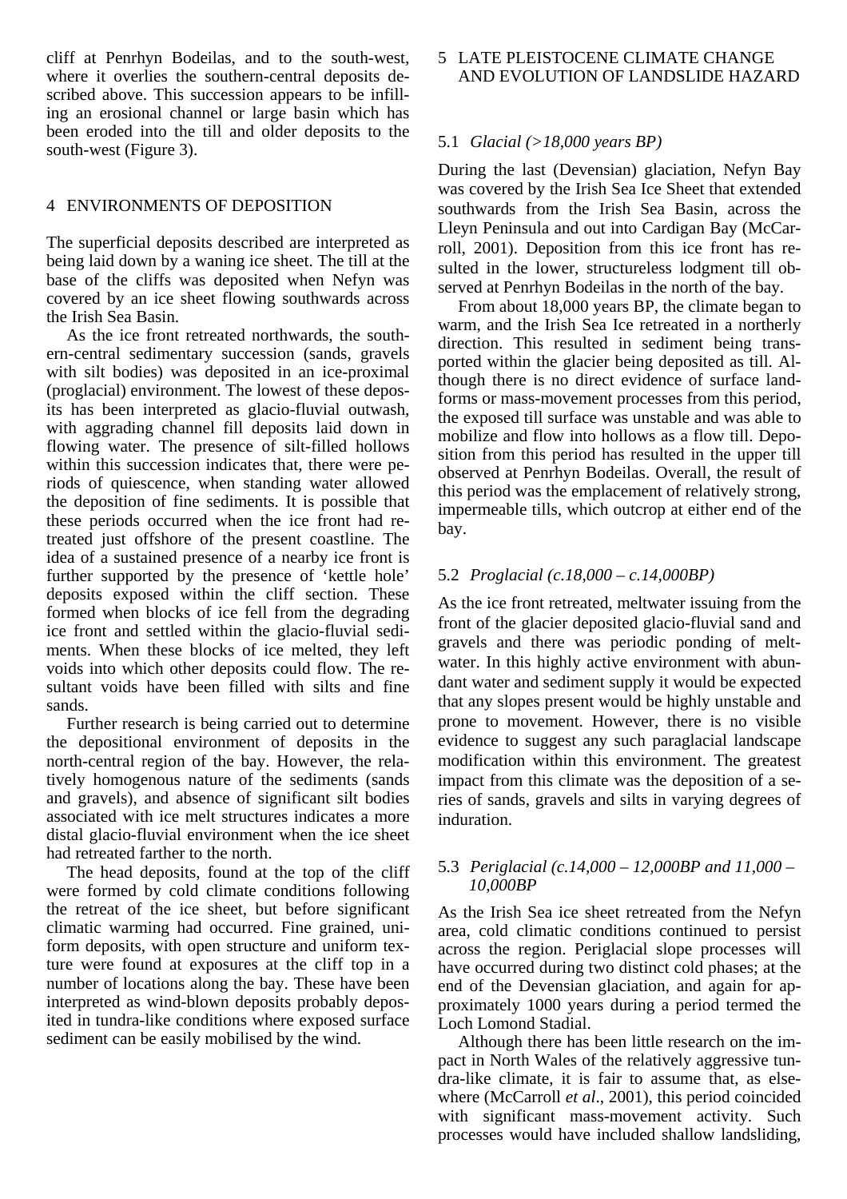cliff at Penrhyn Bodeilas, and to the south-west, where it overlies the southern-central deposits described above. This succession appears to be infilling an erosional channel or large basin which has been eroded into the till and older deposits to the south-west (Figure 3).

## 4 ENVIRONMENTS OF DEPOSITION

The superficial deposits described are interpreted as being laid down by a waning ice sheet. The till at the base of the cliffs was deposited when Nefyn was covered by an ice sheet flowing southwards across the Irish Sea Basin.

As the ice front retreated northwards, the southern-central sedimentary succession (sands, gravels with silt bodies) was deposited in an ice-proximal (proglacial) environment. The lowest of these deposits has been interpreted as glacio-fluvial outwash, with aggrading channel fill deposits laid down in flowing water. The presence of silt-filled hollows within this succession indicates that, there were periods of quiescence, when standing water allowed the deposition of fine sediments. It is possible that these periods occurred when the ice front had retreated just offshore of the present coastline. The idea of a sustained presence of a nearby ice front is further supported by the presence of 'kettle hole' deposits exposed within the cliff section. These formed when blocks of ice fell from the degrading ice front and settled within the glacio-fluvial sediments. When these blocks of ice melted, they left voids into which other deposits could flow. The resultant voids have been filled with silts and fine sands.

Further research is being carried out to determine the depositional environment of deposits in the north-central region of the bay. However, the relatively homogenous nature of the sediments (sands and gravels), and absence of significant silt bodies associated with ice melt structures indicates a more distal glacio-fluvial environment when the ice sheet had retreated farther to the north.

The head deposits, found at the top of the cliff were formed by cold climate conditions following the retreat of the ice sheet, but before significant climatic warming had occurred. Fine grained, uniform deposits, with open structure and uniform texture were found at exposures at the cliff top in a number of locations along the bay. These have been interpreted as wind-blown deposits probably deposited in tundra-like conditions where exposed surface sediment can be easily mobilised by the wind.

## 5 LATE PLEISTOCENE CLIMATE CHANGE AND EVOLUTION OF LANDSLIDE HAZARD

### 5.1 *Glacial (>18,000 years BP)*

During the last (Devensian) glaciation, Nefyn Bay was covered by the Irish Sea Ice Sheet that extended southwards from the Irish Sea Basin, across the Lleyn Peninsula and out into Cardigan Bay (McCarroll, 2001). Deposition from this ice front has resulted in the lower, structureless lodgment till observed at Penrhyn Bodeilas in the north of the bay.

From about 18,000 years BP, the climate began to warm, and the Irish Sea Ice retreated in a northerly direction. This resulted in sediment being transported within the glacier being deposited as till. Although there is no direct evidence of surface landforms or mass-movement processes from this period, the exposed till surface was unstable and was able to mobilize and flow into hollows as a flow till. Deposition from this period has resulted in the upper till observed at Penrhyn Bodeilas. Overall, the result of this period was the emplacement of relatively strong, impermeable tills, which outcrop at either end of the bay.

### 5.2 *Proglacial (c.18,000 – c.14,000BP)*

As the ice front retreated, meltwater issuing from the front of the glacier deposited glacio-fluvial sand and gravels and there was periodic ponding of meltwater. In this highly active environment with abundant water and sediment supply it would be expected that any slopes present would be highly unstable and prone to movement. However, there is no visible evidence to suggest any such paraglacial landscape modification within this environment. The greatest impact from this climate was the deposition of a series of sands, gravels and silts in varying degrees of induration.

### 5.3 *Periglacial (c.14,000 – 12,000BP and 11,000 – 10,000BP*

As the Irish Sea ice sheet retreated from the Nefyn area, cold climatic conditions continued to persist across the region. Periglacial slope processes will have occurred during two distinct cold phases; at the end of the Devensian glaciation, and again for approximately 1000 years during a period termed the Loch Lomond Stadial.

Although there has been little research on the impact in North Wales of the relatively aggressive tundra-like climate, it is fair to assume that, as elsewhere (McCarroll *et al*., 2001), this period coincided with significant mass-movement activity. Such processes would have included shallow landsliding,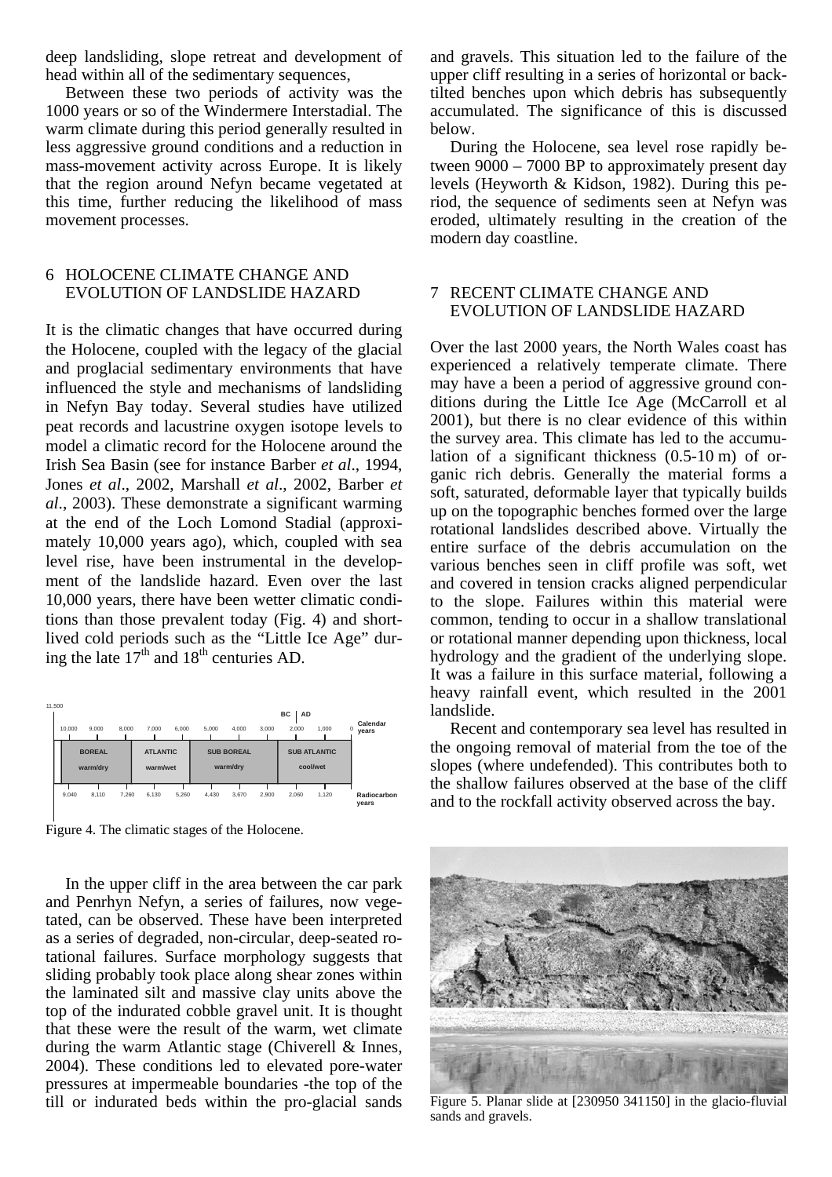deep landsliding, slope retreat and development of head within all of the sedimentary sequences,

Between these two periods of activity was the 1000 years or so of the Windermere Interstadial. The warm climate during this period generally resulted in less aggressive ground conditions and a reduction in mass-movement activity across Europe. It is likely that the region around Nefyn became vegetated at this time, further reducing the likelihood of mass movement processes.

## 6 HOLOCENE CLIMATE CHANGE AND EVOLUTION OF LANDSLIDE HAZARD

It is the climatic changes that have occurred during the Holocene, coupled with the legacy of the glacial and proglacial sedimentary environments that have influenced the style and mechanisms of landsliding in Nefyn Bay today. Several studies have utilized peat records and lacustrine oxygen isotope levels to model a climatic record for the Holocene around the Irish Sea Basin (see for instance Barber *et al*., 1994, Jones *et al*., 2002, Marshall *et al*., 2002, Barber *et al*., 2003). These demonstrate a significant warming at the end of the Loch Lomond Stadial (approximately 10,000 years ago), which, coupled with sea level rise, have been instrumental in the development of the landslide hazard. Even over the last 10,000 years, there have been wetter climatic conditions than those prevalent today (Fig. 4) and short-lived cold periods such as the "Little Ice Age" during the late 17th and 18th centuries AD.

11,500

BC | AD

10,000 9,000 8,000 7,000 6,000 5,000 4,000 3,000 2,000 1,000 0 Calendar years

BOREAL warm/dry

ATLANTIC warm/wet

SUB BOREAL warm/dry

SUB ATLANTIC cool/wet

9,040 8,110 7,260 6,130 5,260 4,430 3,670 2,900 2,060 1,120 Radiocarbon years

Figure 4. The climatic stages of the Holocene.

In the upper cliff in the area between the car park and Penrhyn Nefyn, a series of failures, now vegetated, can be observed. These have been interpreted as a series of degraded, non-circular, deep-seated rotational failures. Surface morphology suggests that sliding probably took place along shear zones within the laminated silt and massive clay units above the top of the indurated cobble gravel unit. It is thought that these were the result of the warm, wet climate during the warm Atlantic stage (Chiverell & Innes, 2004). These conditions led to elevated pore-water pressures at impermeable boundaries -the top of the till or indurated beds within the pro-glacial sands and gravels. This situation led to the failure of the upper cliff resulting in a series of horizontal or back-tilted benches upon which debris has subsequently accumulated. The significance of this is discussed below.

During the Holocene, sea level rose rapidly between 9000 – 7000 BP to approximately present day levels (Heyworth & Kidson, 1982). During this period, the sequence of sediments seen at Nefyn was eroded, ultimately resulting in the creation of the modern day coastline.

## 7 RECENT CLIMATE CHANGE AND EVOLUTION OF LANDSLIDE HAZARD

Over the last 2000 years, the North Wales coast has experienced a relatively temperate climate. There may have a been a period of aggressive ground conditions during the Little Ice Age (McCarroll et al 2001), but there is no clear evidence of this within the survey area. This climate has led to the accumulation of a significant thickness (0.5-10 m) of organic rich debris. Generally the material forms a soft, saturated, deformable layer that typically builds up on the topographic benches formed over the large rotational landslides described above. Virtually the entire surface of the debris accumulation on the various benches seen in cliff profile was soft, wet and covered in tension cracks aligned perpendicular to the slope. Failures within this material were common, tending to occur in a shallow translational or rotational manner depending upon thickness, local hydrology and the gradient of the underlying slope. It was a failure in this surface material, following a heavy rainfall event, which resulted in the 2001 landslide.

Recent and contemporary sea level has resulted in the ongoing removal of material from the toe of the slopes (where undefended). This contributes both to the shallow failures observed at the base of the cliff and to the rockfall activity observed across the bay.

Figure 5. Planar slide at [230950 341150] in the glacio-fluvial sands and gravels.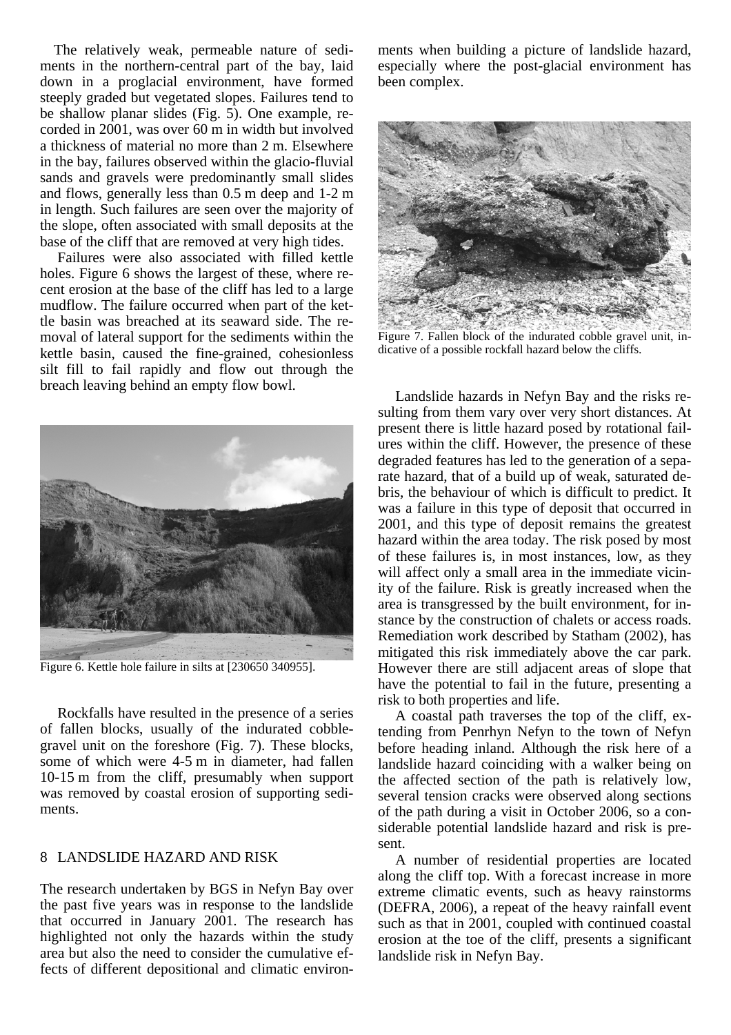The relatively weak, permeable nature of sediments in the northern-central part of the bay, laid down in a proglacial environment, have formed steeply graded but vegetated slopes. Failures tend to be shallow planar slides (Fig. 5). One example, recorded in 2001, was over 60 m in width but involved a thickness of material no more than 2 m. Elsewhere in the bay, failures observed within the glacio-fluvial sands and gravels were predominantly small slides and flows, generally less than 0.5 m deep and 1-2 m in length. Such failures are seen over the majority of the slope, often associated with small deposits at the base of the cliff that are removed at very high tides.

Failures were also associated with filled kettle holes. Figure 6 shows the largest of these, where recent erosion at the base of the cliff has led to a large mudflow. The failure occurred when part of the kettle basin was breached at its seaward side. The removal of lateral support for the sediments within the kettle basin, caused the fine-grained, cohesionless silt fill to fail rapidly and flow out through the breach leaving behind an empty flow bowl.

Figure 6. Kettle hole failure in silts at [230650 340955].

Rockfalls have resulted in the presence of a series of fallen blocks, usually of the indurated cobble-gravel unit on the foreshore (Fig. 7). These blocks, some of which were 4-5 m in diameter, had fallen 10-15 m from the cliff, presumably when support was removed by coastal erosion of supporting sediments.

## 8 LANDSLIDE HAZARD AND RISK

The research undertaken by BGS in Nefyn Bay over the past five years was in response to the landslide that occurred in January 2001. The research has highlighted not only the hazards within the study area but also the need to consider the cumulative effects of different depositional and climatic environments when building a picture of landslide hazard, especially where the post-glacial environment has been complex.

Figure 7. Fallen block of the indurated cobble gravel unit, indicative of a possible rockfall hazard below the cliffs.

Landslide hazards in Nefyn Bay and the risks resulting from them vary over very short distances. At present there is little hazard posed by rotational failures within the cliff. However, the presence of these degraded features has led to the generation of a separate hazard, that of a build up of weak, saturated debris, the behaviour of which is difficult to predict. It was a failure in this type of deposit that occurred in 2001, and this type of deposit remains the greatest hazard within the area today. The risk posed by most of these failures is, in most instances, low, as they will affect only a small area in the immediate vicinity of the failure. Risk is greatly increased when the area is transgressed by the built environment, for instance by the construction of chalets or access roads. Remediation work described by Statham (2002), has mitigated this risk immediately above the car park. However there are still adjacent areas of slope that have the potential to fail in the future, presenting a risk to both properties and life.

A coastal path traverses the top of the cliff, extending from Penrhyn Nefyn to the town of Nefyn before heading inland. Although the risk here of a landslide hazard coinciding with a walker being on the affected section of the path is relatively low, several tension cracks were observed along sections of the path during a visit in October 2006, so a considerable potential landslide hazard and risk is present.

A number of residential properties are located along the cliff top. With a forecast increase in more extreme climatic events, such as heavy rainstorms (DEFRA, 2006), a repeat of the heavy rainfall event such as that in 2001, coupled with continued coastal erosion at the toe of the cliff, presents a significant landslide risk in Nefyn Bay.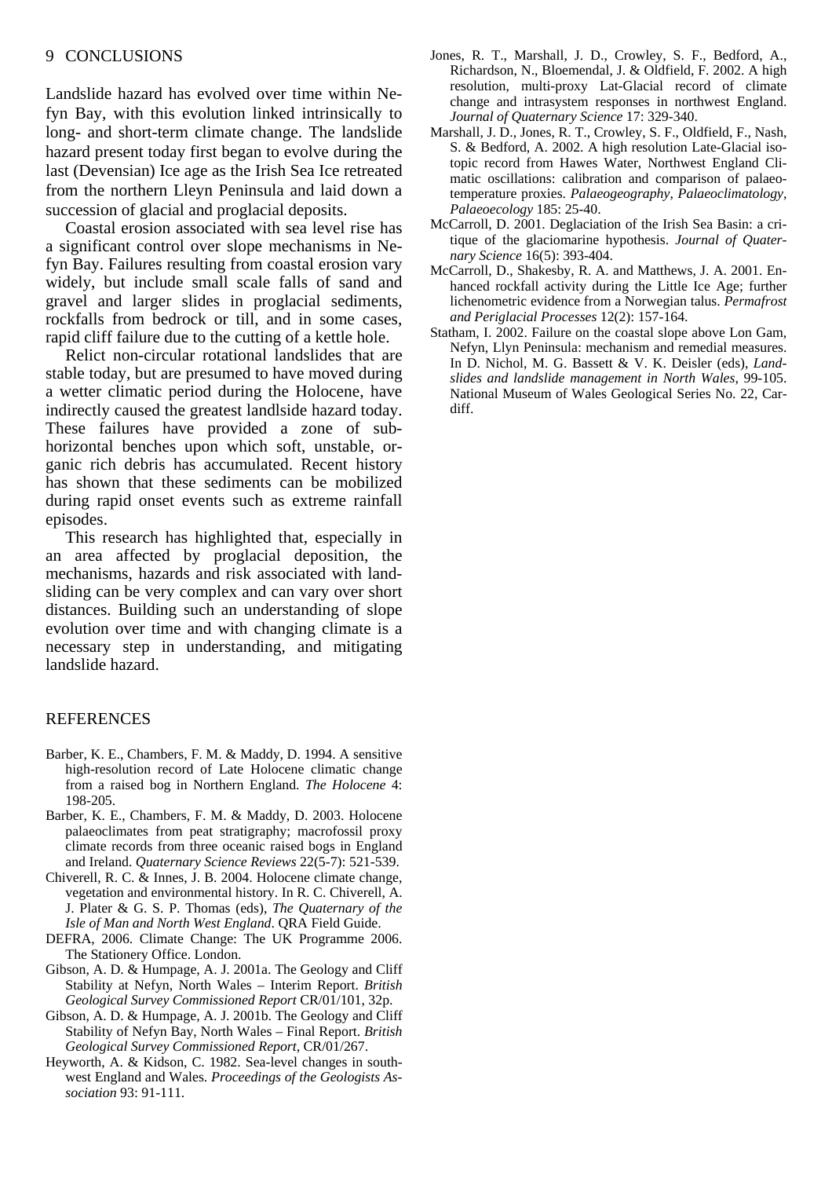## 9 CONCLUSIONS

Landslide hazard has evolved over time within Nefyn Bay, with this evolution linked intrinsically to long- and short-term climate change. The landslide hazard present today first began to evolve during the last (Devensian) Ice age as the Irish Sea Ice retreated from the northern Lleyn Peninsula and laid down a succession of glacial and proglacial deposits.

Coastal erosion associated with sea level rise has a significant control over slope mechanisms in Nefyn Bay. Failures resulting from coastal erosion vary widely, but include small scale falls of sand and gravel and larger slides in proglacial sediments, rockfalls from bedrock or till, and in some cases, rapid cliff failure due to the cutting of a kettle hole.

Relict non-circular rotational landslides that are stable today, but are presumed to have moved during a wetter climatic period during the Holocene, have indirectly caused the greatest landlside hazard today. These failures have provided a zone of sub-horizontal benches upon which soft, unstable, organic rich debris has accumulated. Recent history has shown that these sediments can be mobilized during rapid onset events such as extreme rainfall episodes.

This research has highlighted that, especially in an area affected by proglacial deposition, the mechanisms, hazards and risk associated with landsliding can be very complex and can vary over short distances. Building such an understanding of slope evolution over time and with changing climate is a necessary step in understanding, and mitigating landslide hazard.

## REFERENCES

Barber, K. E., Chambers, F. M. & Maddy, D. 1994. A sensitive high-resolution record of Late Holocene climatic change from a raised bog in Northern England. *The Holocene* 4: 198-205.

Barber, K. E., Chambers, F. M. & Maddy, D. 2003. Holocene palaeoclimates from peat stratigraphy; macrofossil proxy climate records from three oceanic raised bogs in England and Ireland. *Quaternary Science Reviews* 22(5-7): 521-539.

Chiverell, R. C. & Innes, J. B. 2004. Holocene climate change, vegetation and environmental history. In R. C. Chiverell, A. J. Plater & G. S. P. Thomas (eds), *The Quaternary of the Isle of Man and North West England*. QRA Field Guide.

DEFRA, 2006. Climate Change: The UK Programme 2006. The Stationery Office. London.

Gibson, A. D. & Humpage, A. J. 2001a. The Geology and Cliff Stability at Nefyn, North Wales – Interim Report. *British Geological Survey Commissioned Report* CR/01/101, 32p.

Gibson, A. D. & Humpage, A. J. 2001b. The Geology and Cliff Stability of Nefyn Bay, North Wales – Final Report. *British Geological Survey Commissioned Report*, CR/01/267.

Heyworth, A. & Kidson, C. 1982. Sea-level changes in southwest England and Wales. *Proceedings of the Geologists Association* 93: 91-111.

Jones, R. T., Marshall, J. D., Crowley, S. F., Bedford, A., Richardson, N., Bloemendal, J. & Oldfield, F. 2002. A high resolution, multi-proxy Lat-Glacial record of climate change and intrasystem responses in northwest England. *Journal of Quaternary Science* 17: 329-340.

Marshall, J. D., Jones, R. T., Crowley, S. F., Oldfield, F., Nash, S. & Bedford, A. 2002. A high resolution Late-Glacial isotopic record from Hawes Water, Northwest England Climatic oscillations: calibration and comparison of palaeotemperature proxies. *Palaeogeography, Palaeoclimatology, Palaeoecology* 185: 25-40.

McCarroll, D. 2001. Deglaciation of the Irish Sea Basin: a critique of the glaciomarine hypothesis. *Journal of Quaternary Science* 16(5): 393-404.

McCarroll, D., Shakesby, R. A. and Matthews, J. A. 2001. Enhanced rockfall activity during the Little Ice Age; further lichenometric evidence from a Norwegian talus. *Permafrost and Periglacial Processes* 12(2): 157-164.

Statham, I. 2002. Failure on the coastal slope above Lon Gam, Nefyn, Llyn Peninsula: mechanism and remedial measures. In D. Nichol, M. G. Bassett & V. K. Deisler (eds), *Landslides and landslide management in North Wales*, 99-105. National Museum of Wales Geological Series No. 22, Cardiff.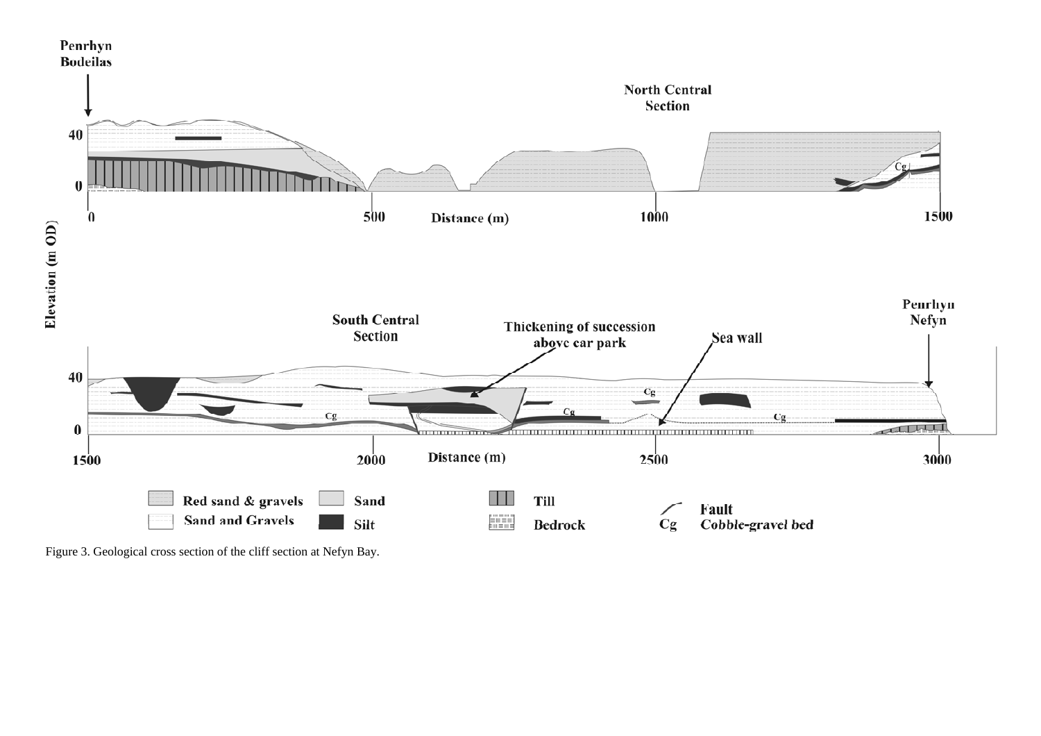Penrhyn Bodeilas

North Central Section

40

0

0

500

Distance (m)

1000

1500

Cg

Elevation (m OD)

Penrhyn Nefyn

South Central Section

Thickening of succession above car park

Sea wall

40

0

Cg

Cg

Cg

Cg

1500

2000

Distance (m)

2500

3000

Red sand & gravels

Sand and Gravels

Sand

Silt

Till

Bedrock

Fault

Cg *Cobble-gravel bed*

Figure 3. Geological cross section of the cliff section at Nefyn Bay.